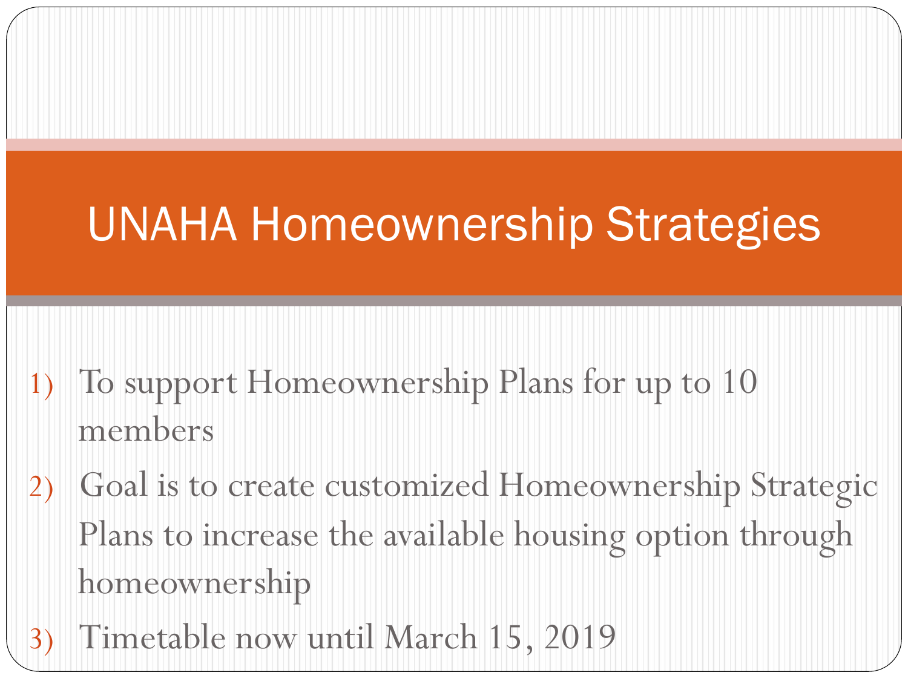# UNAHA Homeownership Strategies

1) To support Homeownership Plans for up to 10 members
2) Goal is to create customized Homeownership Strategic Plans to increase the available housing option through homeownership
3) Timetable now until March 15, 2019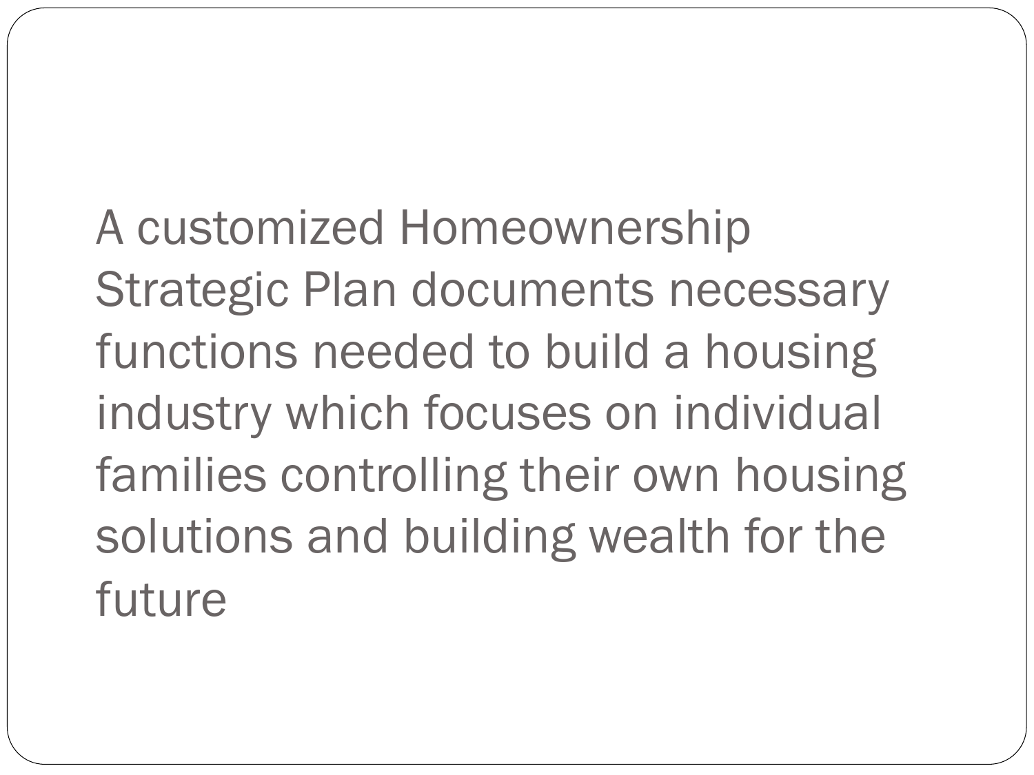A customized Homeownership Strategic Plan documents necessary functions needed to build a housing industry which focuses on individual families controlling their own housing solutions and building wealth for the future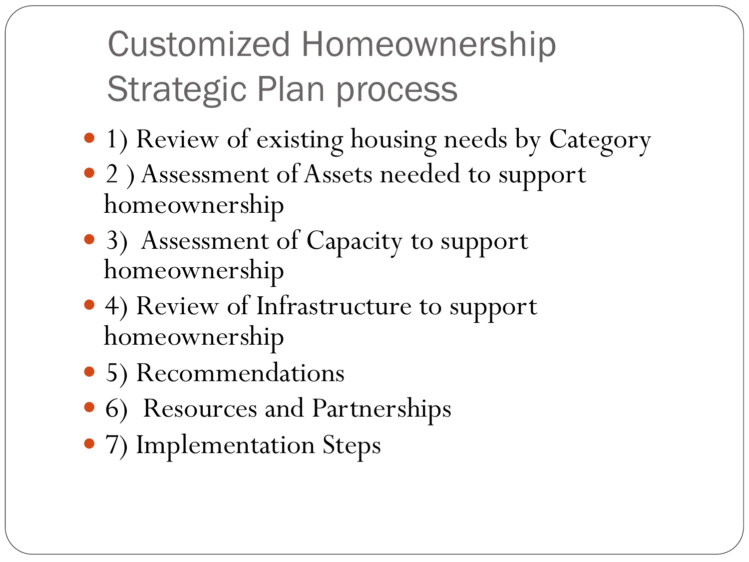# Customized Homeownership Strategic Plan process

- 1) Review of existing housing needs by Category
- 2 ) Assessment of Assets needed to support homeownership
- 3) Assessment of Capacity to support homeownership
- 4) Review of Infrastructure to support homeownership
- 5) Recommendations
- 6) Resources and Partnerships
- 7) Implementation Steps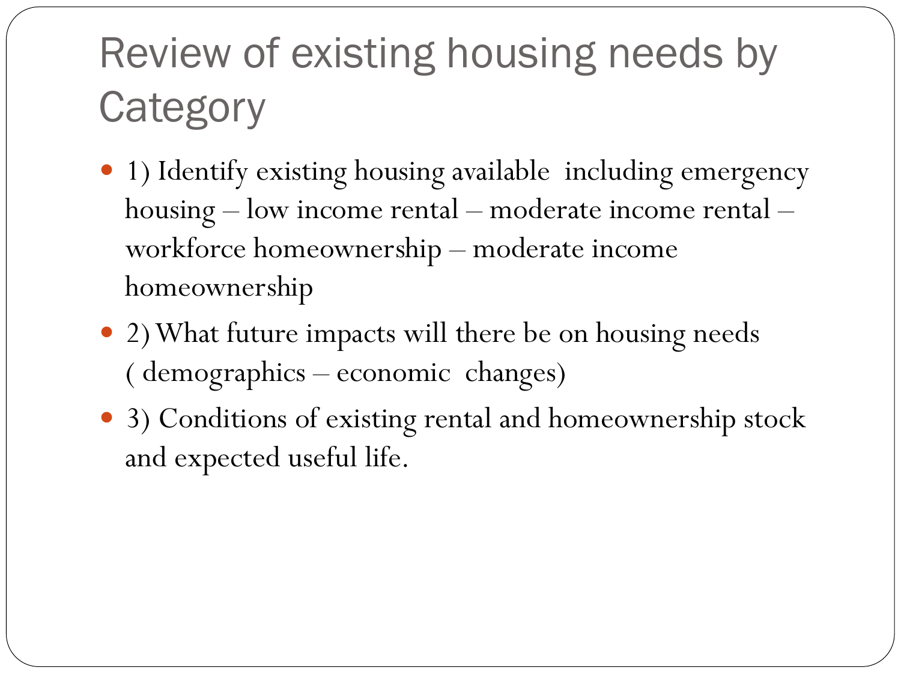# Review of existing housing needs by Category

- 1) Identify existing housing available including emergency housing – low income rental – moderate income rental – workforce homeownership – moderate income homeownership
- 2) What future impacts will there be on housing needs ( demographics – economic changes)
- 3) Conditions of existing rental and homeownership stock and expected useful life.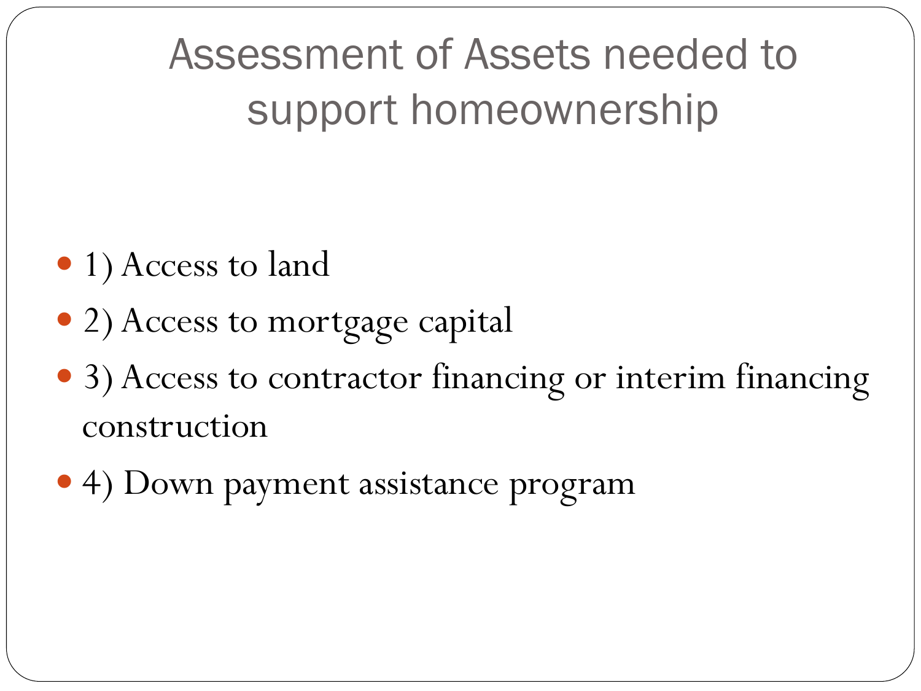# Assessment of Assets needed to support homeownership

- 1) Access to land
- 2) Access to mortgage capital
- 3) Access to contractor financing or interim financing construction
- 4) Down payment assistance program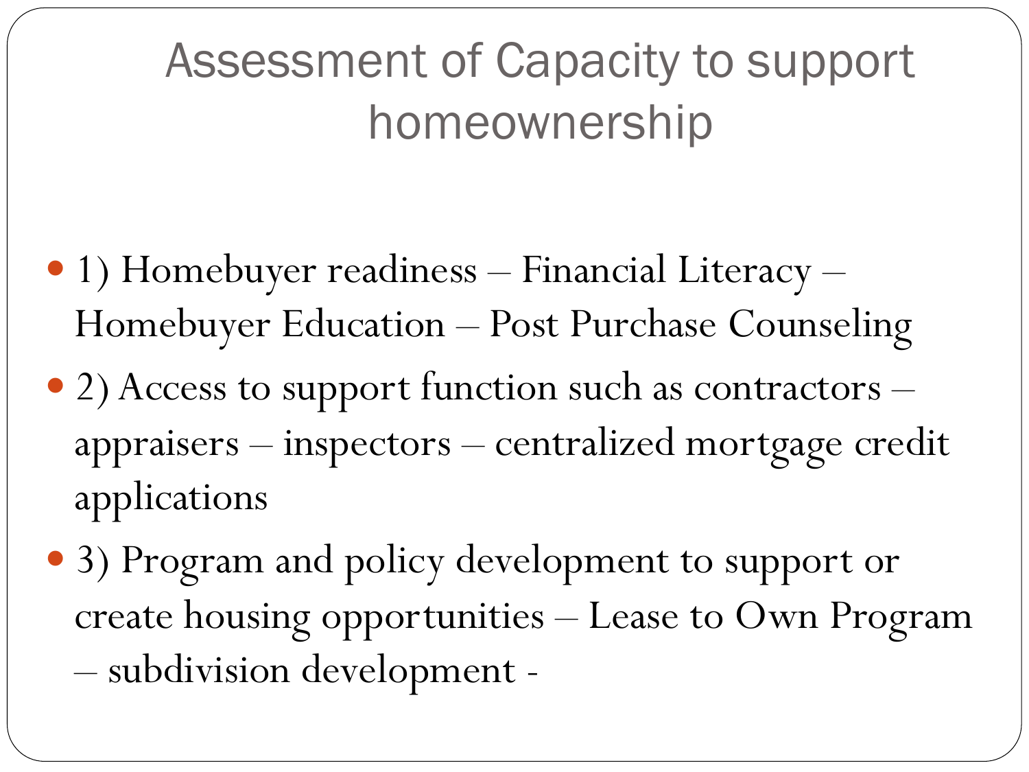# Assessment of Capacity to support homeownership

- 1) Homebuyer readiness – Financial Literacy – Homebuyer Education – Post Purchase Counseling
- 2) Access to support function such as contractors – appraisers – inspectors – centralized mortgage credit applications
- 3) Program and policy development to support or create housing opportunities – Lease to Own Program – subdivision development -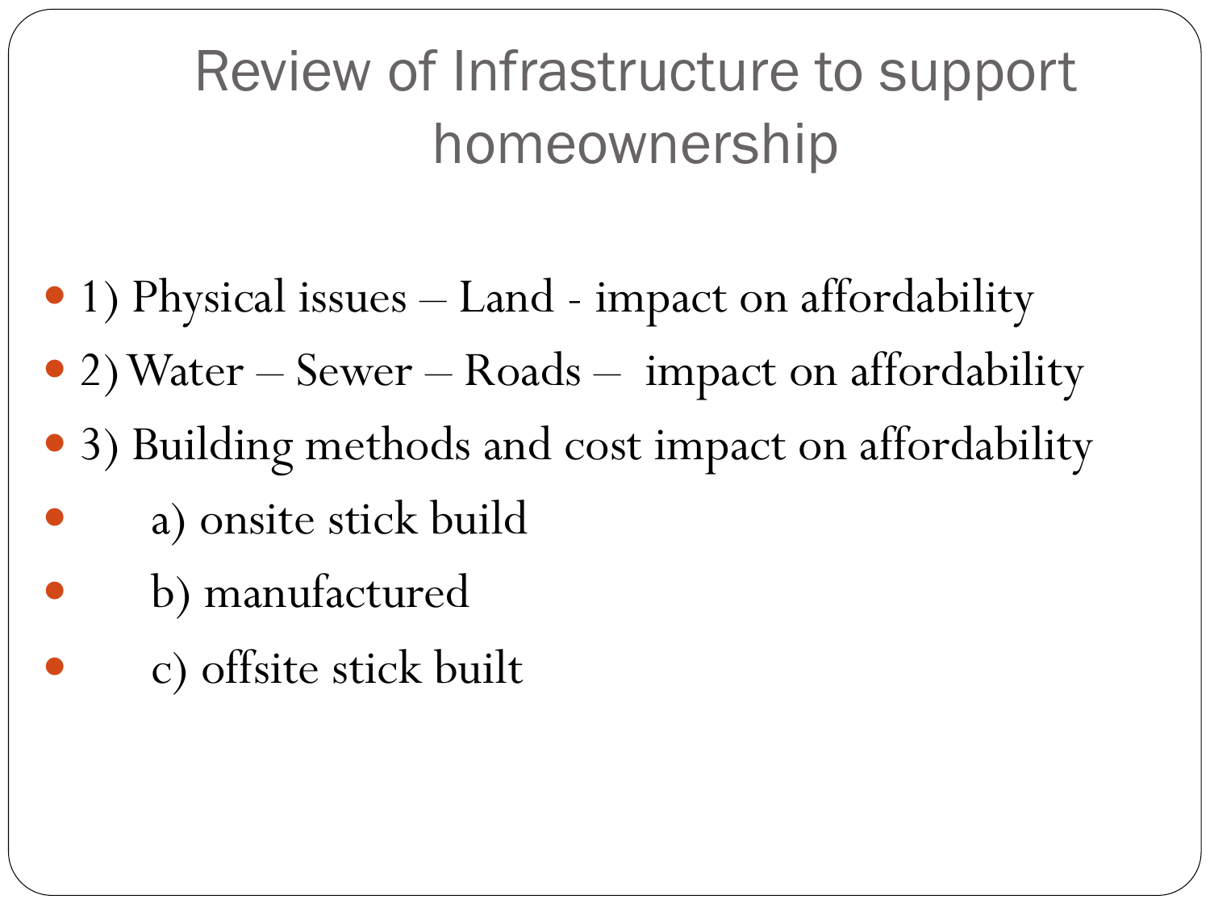# Review of Infrastructure to support homeownership

- 1) Physical issues – Land - impact on affordability
- 2) Water – Sewer – Roads – impact on affordability
- 3) Building methods and cost impact on affordability
  - a) onsite stick build
  - b) manufactured
  - c) offsite stick built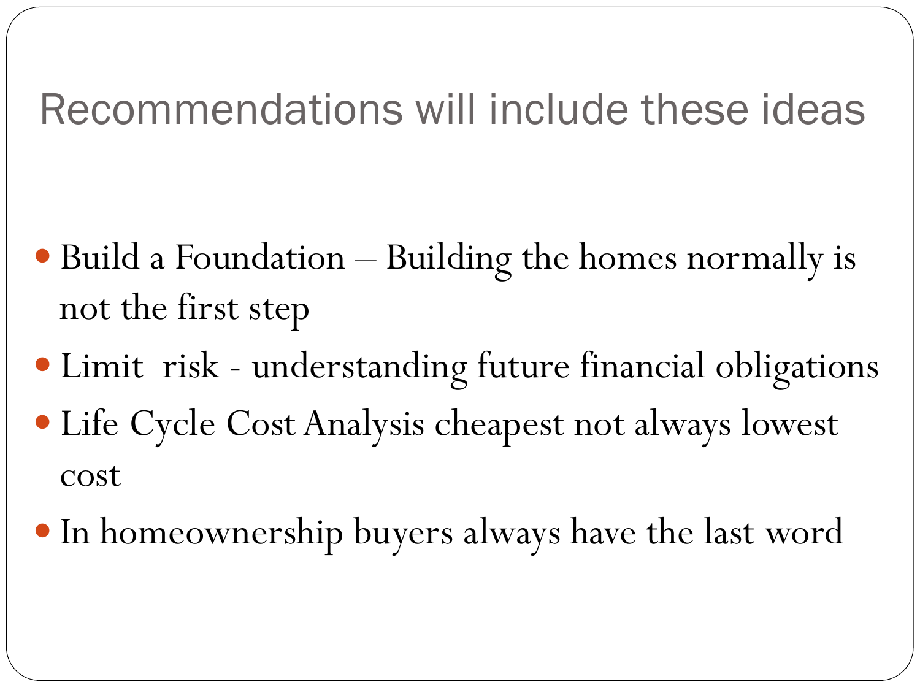# Recommendations will include these ideas

- Build a Foundation – Building the homes normally is not the first step
- Limit risk - understanding future financial obligations
- Life Cycle Cost Analysis cheapest not always lowest cost
- In homeownership buyers always have the last word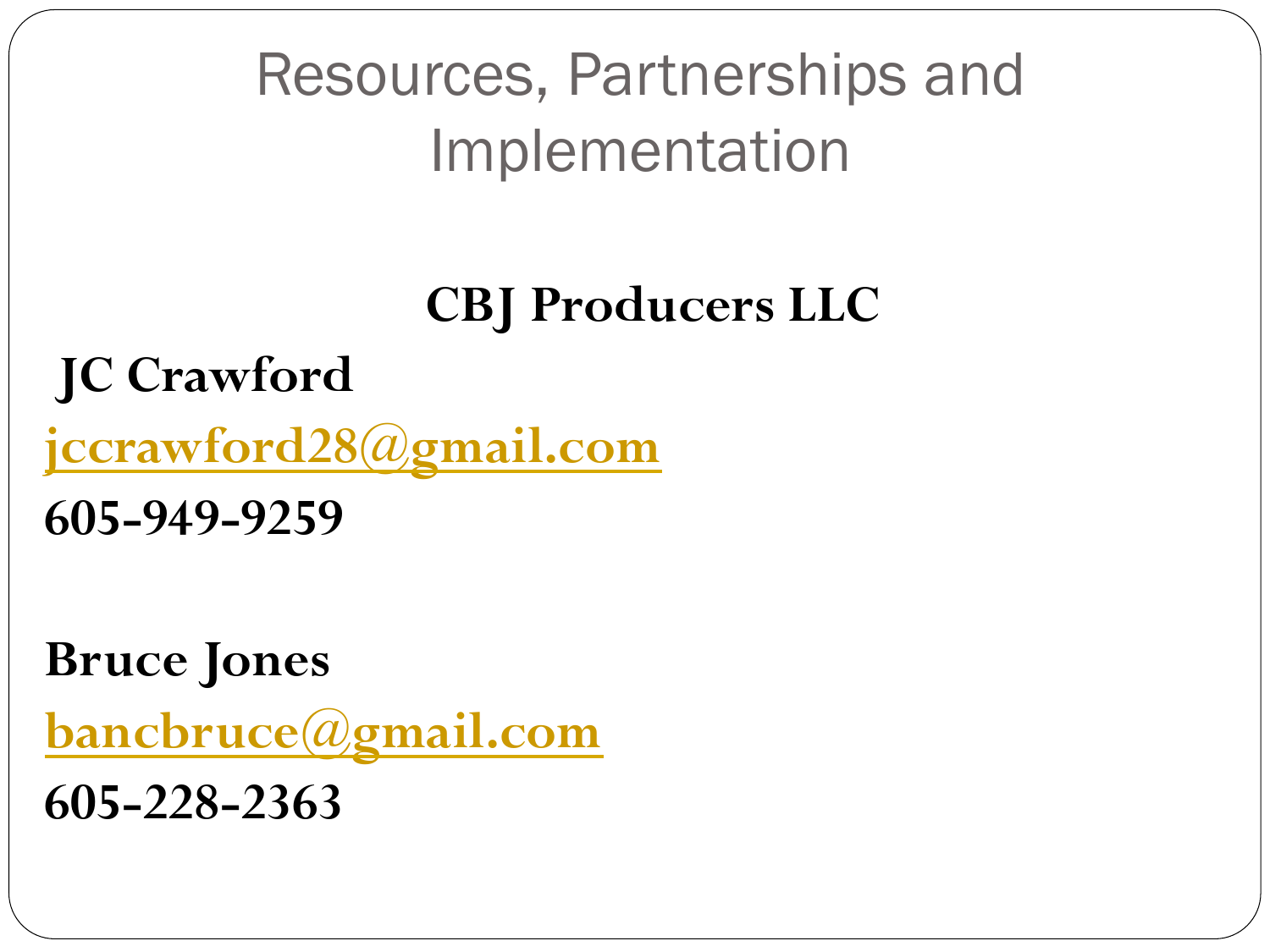# Resources, Partnerships and Implementation

**CBJ Producers LLC**

**JC Crawford**

jccrawford28@gmail.com

**605-949-9259**

**Bruce Jones**

bancbruce@gmail.com

**605-228-2363**